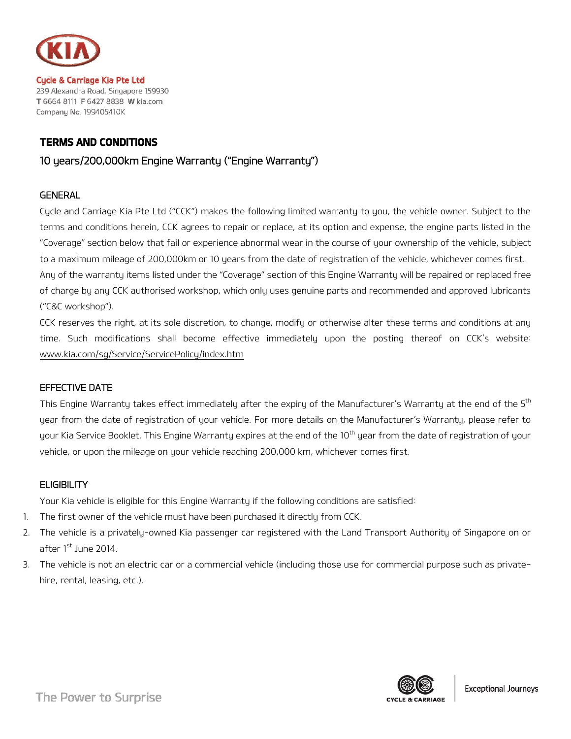Cycle & Carriage Kia Pte Ltd
239 Alexandra Road, Singapore 159930
T 6664 8111 F 6427 8838 W kia.com
Company No. 199405410K

# TERMS AND CONDITIONS

## 10 years/200,000km Engine Warranty ("Engine Warranty")

### GENERAL

Cycle and Carriage Kia Pte Ltd ("CCK") makes the following limited warranty to you, the vehicle owner. Subject to the terms and conditions herein, CCK agrees to repair or replace, at its option and expense, the engine parts listed in the "Coverage" section below that fail or experience abnormal wear in the course of your ownership of the vehicle, subject to a maximum mileage of 200,000km or 10 years from the date of registration of the vehicle, whichever comes first.

Any of the warranty items listed under the "Coverage" section of this Engine Warranty will be repaired or replaced free of charge by any CCK authorised workshop, which only uses genuine parts and recommended and approved lubricants ("C&C workshop").

CCK reserves the right, at its sole discretion, to change, modify or otherwise alter these terms and conditions at any time. Such modifications shall become effective immediately upon the posting thereof on CCK's website: www.kia.com/sg/Service/ServicePolicy/index.htm

### EFFECTIVE DATE

This Engine Warranty takes effect immediately after the expiry of the Manufacturer's Warranty at the end of the 5th year from the date of registration of your vehicle. For more details on the Manufacturer's Warranty, please refer to your Kia Service Booklet. This Engine Warranty expires at the end of the 10th year from the date of registration of your vehicle, or upon the mileage on your vehicle reaching 200,000 km, whichever comes first.

### ELIGIBILITY

Your Kia vehicle is eligible for this Engine Warranty if the following conditions are satisfied:

1. The first owner of the vehicle must have been purchased it directly from CCK.
2. The vehicle is a privately-owned Kia passenger car registered with the Land Transport Authority of Singapore on or after 1st June 2014.
3. The vehicle is not an electric car or a commercial vehicle (including those use for commercial purpose such as private-hire, rental, leasing, etc.).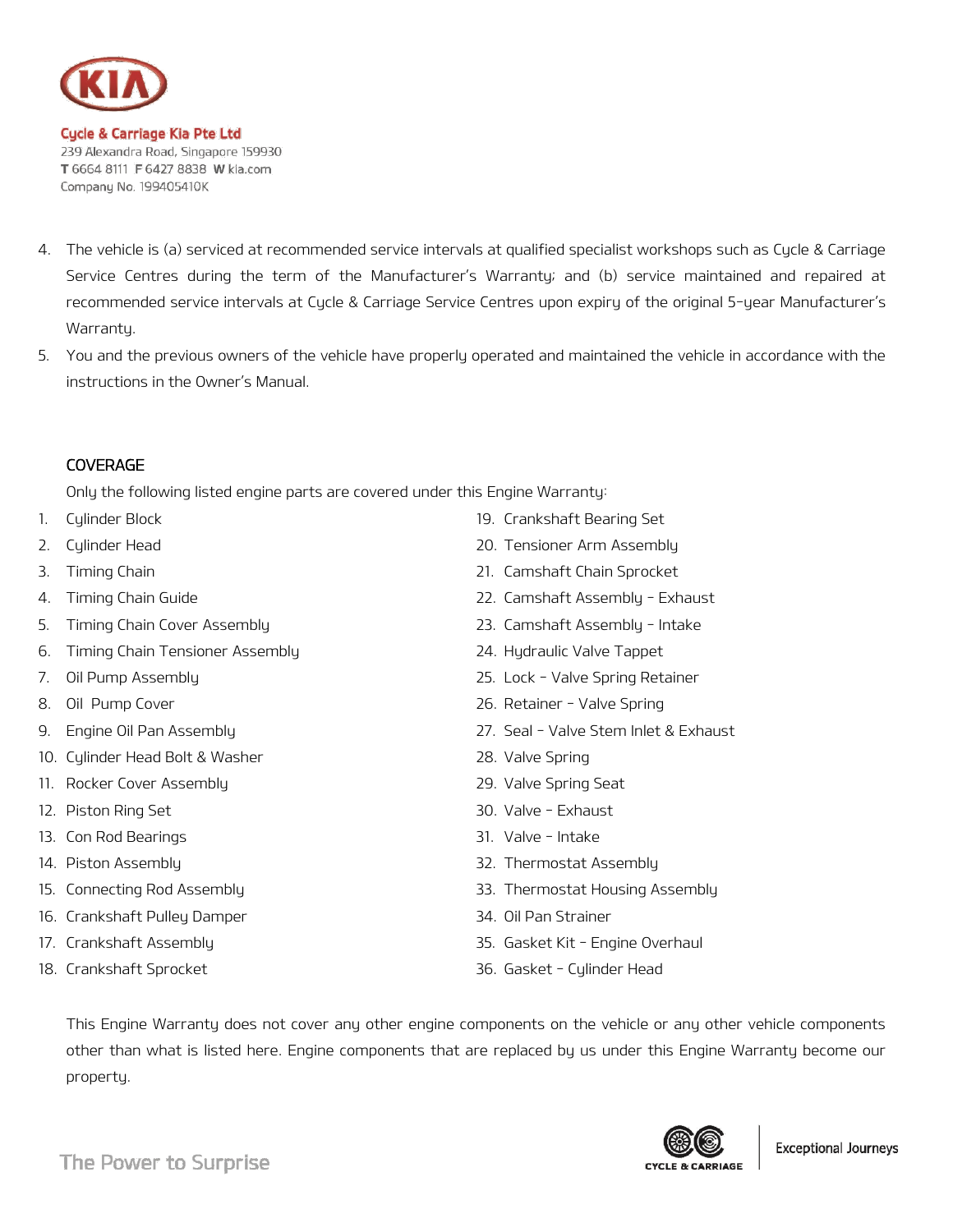4. The vehicle is (a) serviced at recommended service intervals at qualified specialist workshops such as Cycle & Carriage Service Centres during the term of the Manufacturer's Warranty; and (b) service maintained and repaired at recommended service intervals at Cycle & Carriage Service Centres upon expiry of the original 5-year Manufacturer's Warranty.
5. You and the previous owners of the vehicle have properly operated and maintained the vehicle in accordance with the instructions in the Owner's Manual.

## COVERAGE

Only the following listed engine parts are covered under this Engine Warranty:

1. Cylinder Block
2. Cylinder Head
3. Timing Chain
4. Timing Chain Guide
5. Timing Chain Cover Assembly
6. Timing Chain Tensioner Assembly
7. Oil Pump Assembly
8. Oil Pump Cover
9. Engine Oil Pan Assembly
10. Cylinder Head Bolt & Washer
11. Rocker Cover Assembly
12. Piston Ring Set
13. Con Rod Bearings
14. Piston Assembly
15. Connecting Rod Assembly
16. Crankshaft Pulley Damper
17. Crankshaft Assembly
18. Crankshaft Sprocket
19. Crankshaft Bearing Set
20. Tensioner Arm Assembly
21. Camshaft Chain Sprocket
22. Camshaft Assembly - Exhaust
23. Camshaft Assembly - Intake
24. Hydraulic Valve Tappet
25. Lock - Valve Spring Retainer
26. Retainer - Valve Spring
27. Seal - Valve Stem Inlet & Exhaust
28. Valve Spring
29. Valve Spring Seat
30. Valve - Exhaust
31. Valve - Intake
32. Thermostat Assembly
33. Thermostat Housing Assembly
34. Oil Pan Strainer
35. Gasket Kit - Engine Overhaul
36. Gasket - Cylinder Head

This Engine Warranty does not cover any other engine components on the vehicle or any other vehicle components other than what is listed here. Engine components that are replaced by us under this Engine Warranty become our property.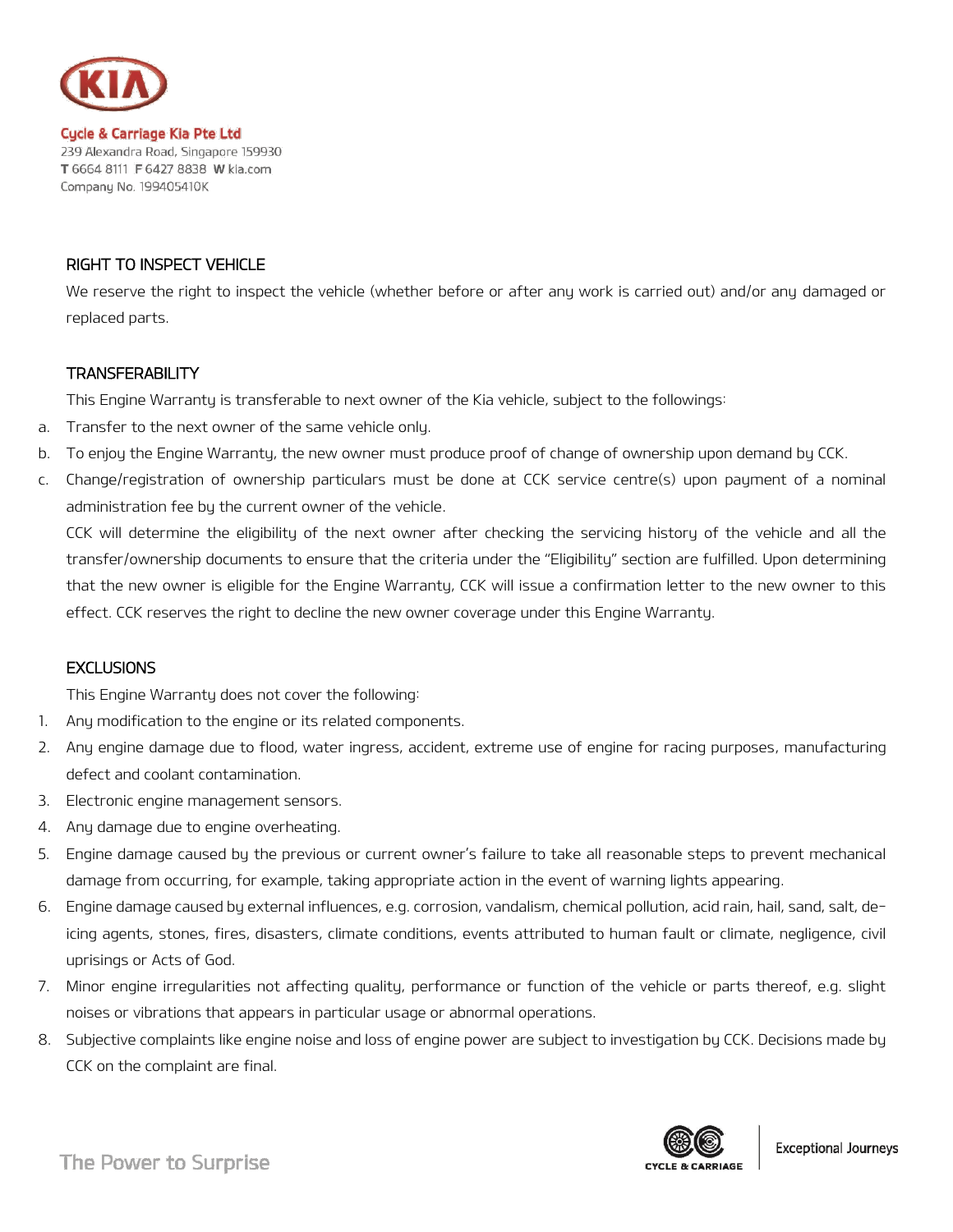RIGHT TO INSPECT VEHICLE

We reserve the right to inspect the vehicle (whether before or after any work is carried out) and/or any damaged or replaced parts.

TRANSFERABILITY

This Engine Warranty is transferable to next owner of the Kia vehicle, subject to the followings:

a. Transfer to the next owner of the same vehicle only.
b. To enjoy the Engine Warranty, the new owner must produce proof of change of ownership upon demand by CCK.
c. Change/registration of ownership particulars must be done at CCK service centre(s) upon payment of a nominal administration fee by the current owner of the vehicle.

CCK will determine the eligibility of the next owner after checking the servicing history of the vehicle and all the transfer/ownership documents to ensure that the criteria under the "Eligibility" section are fulfilled. Upon determining that the new owner is eligible for the Engine Warranty, CCK will issue a confirmation letter to the new owner to this effect. CCK reserves the right to decline the new owner coverage under this Engine Warranty.

EXCLUSIONS

This Engine Warranty does not cover the following:

1. Any modification to the engine or its related components.
2. Any engine damage due to flood, water ingress, accident, extreme use of engine for racing purposes, manufacturing defect and coolant contamination.
3. Electronic engine management sensors.
4. Any damage due to engine overheating.
5. Engine damage caused by the previous or current owner's failure to take all reasonable steps to prevent mechanical damage from occurring, for example, taking appropriate action in the event of warning lights appearing.
6. Engine damage caused by external influences, e.g. corrosion, vandalism, chemical pollution, acid rain, hail, sand, salt, de-icing agents, stones, fires, disasters, climate conditions, events attributed to human fault or climate, negligence, civil uprisings or Acts of God.
7. Minor engine irregularities not affecting quality, performance or function of the vehicle or parts thereof, e.g. slight noises or vibrations that appears in particular usage or abnormal operations.
8. Subjective complaints like engine noise and loss of engine power are subject to investigation by CCK. Decisions made by CCK on the complaint are final.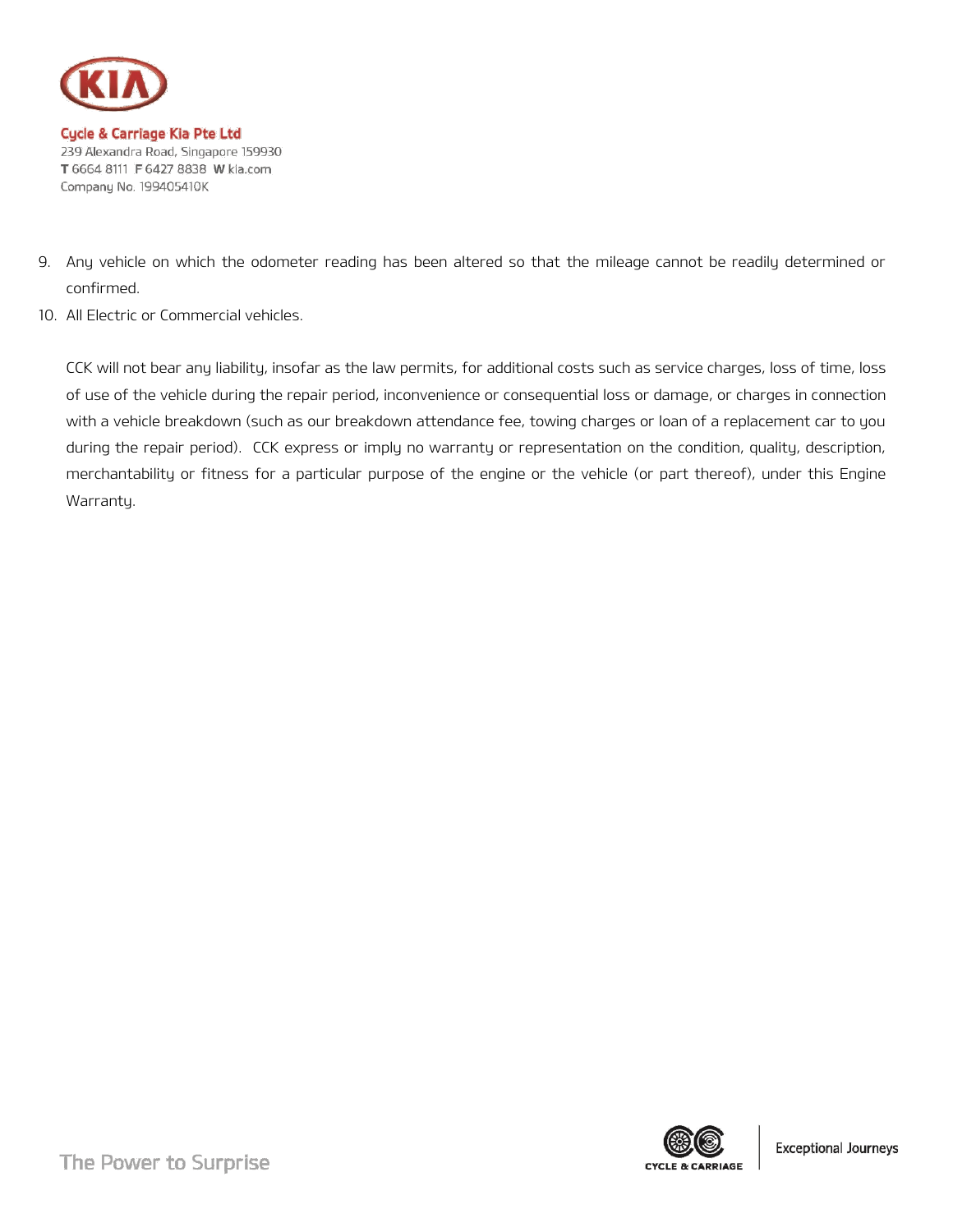9. Any vehicle on which the odometer reading has been altered so that the mileage cannot be readily determined or confirmed.
10. All Electric or Commercial vehicles.

CCK will not bear any liability, insofar as the law permits, for additional costs such as service charges, loss of time, loss of use of the vehicle during the repair period, inconvenience or consequential loss or damage, or charges in connection with a vehicle breakdown (such as our breakdown attendance fee, towing charges or loan of a replacement car to you during the repair period). CCK express or imply no warranty or representation on the condition, quality, description, merchantability or fitness for a particular purpose of the engine or the vehicle (or part thereof), under this Engine Warranty.